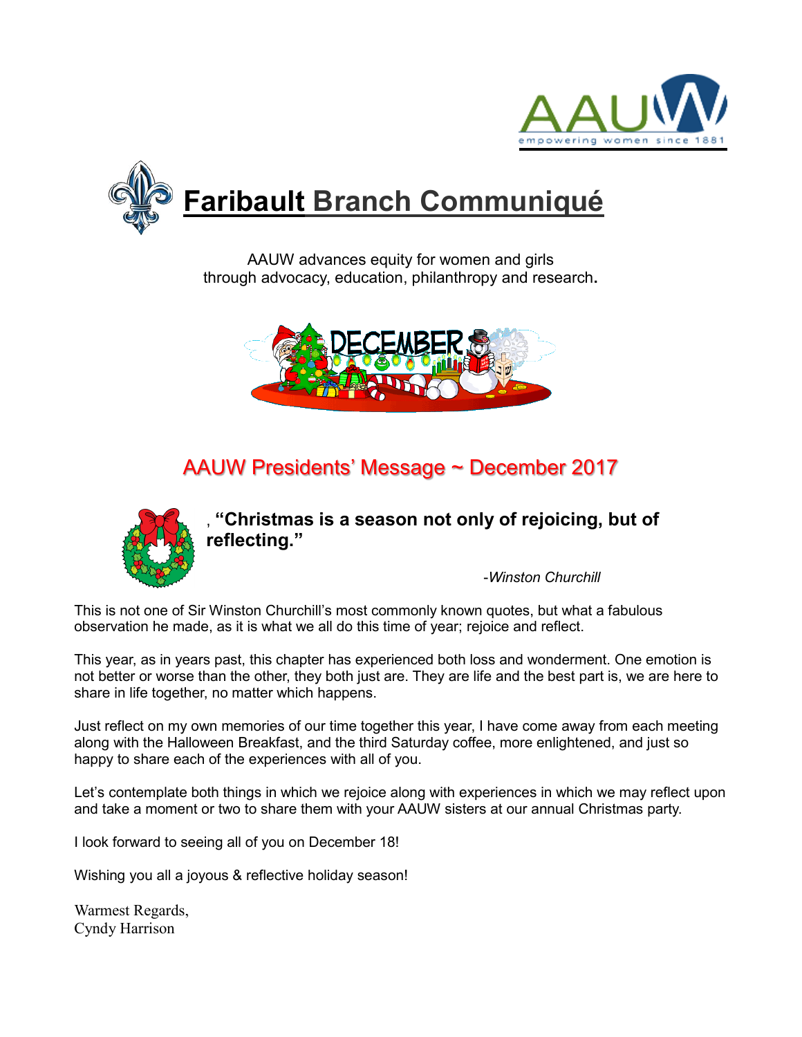AAUW empowering women since 1881

# Faribault Branch Communiqué

AAUW advances equity for women and girls
through advocacy, education, philanthropy and research.

DECEMBER

## AAUW Presidents' Message ~ December 2017

, **"Christmas is a season not only of rejoicing, but of reflecting."**

*-Winston Churchill*

This is not one of Sir Winston Churchill's most commonly known quotes, but what a fabulous observation he made, as it is what we all do this time of year; rejoice and reflect.

This year, as in years past, this chapter has experienced both loss and wonderment. One emotion is not better or worse than the other, they both just are. They are life and the best part is, we are here to share in life together, no matter which happens.

Just reflect on my own memories of our time together this year, I have come away from each meeting along with the Halloween Breakfast, and the third Saturday coffee, more enlightened, and just so happy to share each of the experiences with all of you.

Let's contemplate both things in which we rejoice along with experiences in which we may reflect upon and take a moment or two to share them with your AAUW sisters at our annual Christmas party.

I look forward to seeing all of you on December 18!

Wishing you all a joyous & reflective holiday season!

Warmest Regards,
Cyndy Harrison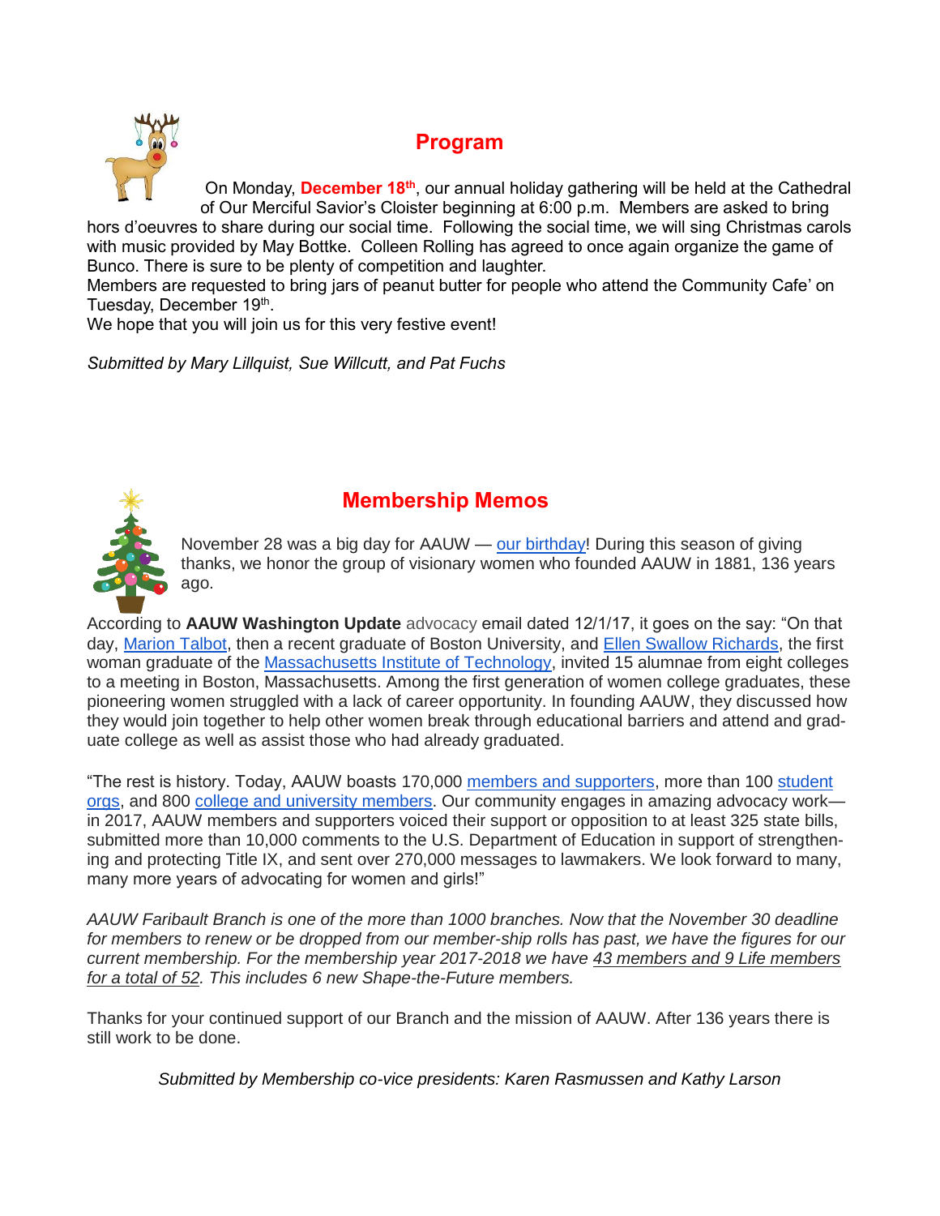## Program

On Monday, **December 18th**, our annual holiday gathering will be held at the Cathedral of Our Merciful Savior's Cloister beginning at 6:00 p.m. Members are asked to bring hors d'oeuvres to share during our social time. Following the social time, we will sing Christmas carols with music provided by May Bottke. Colleen Rolling has agreed to once again organize the game of Bunco. There is sure to be plenty of competition and laughter.

Members are requested to bring jars of peanut butter for people who attend the Community Cafe' on Tuesday, December 19th.

We hope that you will join us for this very festive event!

*Submitted by Mary Lillquist, Sue Willcutt, and Pat Fuchs*

## Membership Memos

November 28 was a big day for AAUW — our birthday! During this season of giving thanks, we honor the group of visionary women who founded AAUW in 1881, 136 years ago.

According to **AAUW Washington Update** advocacy email dated 12/1/17, it goes on the say: "On that day, Marion Talbot, then a recent graduate of Boston University, and Ellen Swallow Richards, the first woman graduate of the Massachusetts Institute of Technology, invited 15 alumnae from eight colleges to a meeting in Boston, Massachusetts. Among the first generation of women college graduates, these pioneering women struggled with a lack of career opportunity. In founding AAUW, they discussed how they would join together to help other women break through educational barriers and attend and graduate college as well as assist those who had already graduated.

"The rest is history. Today, AAUW boasts 170,000 members and supporters, more than 100 student orgs, and 800 college and university members. Our community engages in amazing advocacy work—in 2017, AAUW members and supporters voiced their support or opposition to at least 325 state bills, submitted more than 10,000 comments to the U.S. Department of Education in support of strengthening and protecting Title IX, and sent over 270,000 messages to lawmakers. We look forward to many, many more years of advocating for women and girls!"

*AAUW Faribault Branch is one of the more than 1000 branches. Now that the November 30 deadline for members to renew or be dropped from our member-ship rolls has past, we have the figures for our current membership. For the membership year 2017-2018 we have 43 members and 9 Life members for a total of 52. This includes 6 new Shape-the-Future members.*

Thanks for your continued support of our Branch and the mission of AAUW. After 136 years there is still work to be done.

*Submitted by Membership co-vice presidents: Karen Rasmussen and Kathy Larson*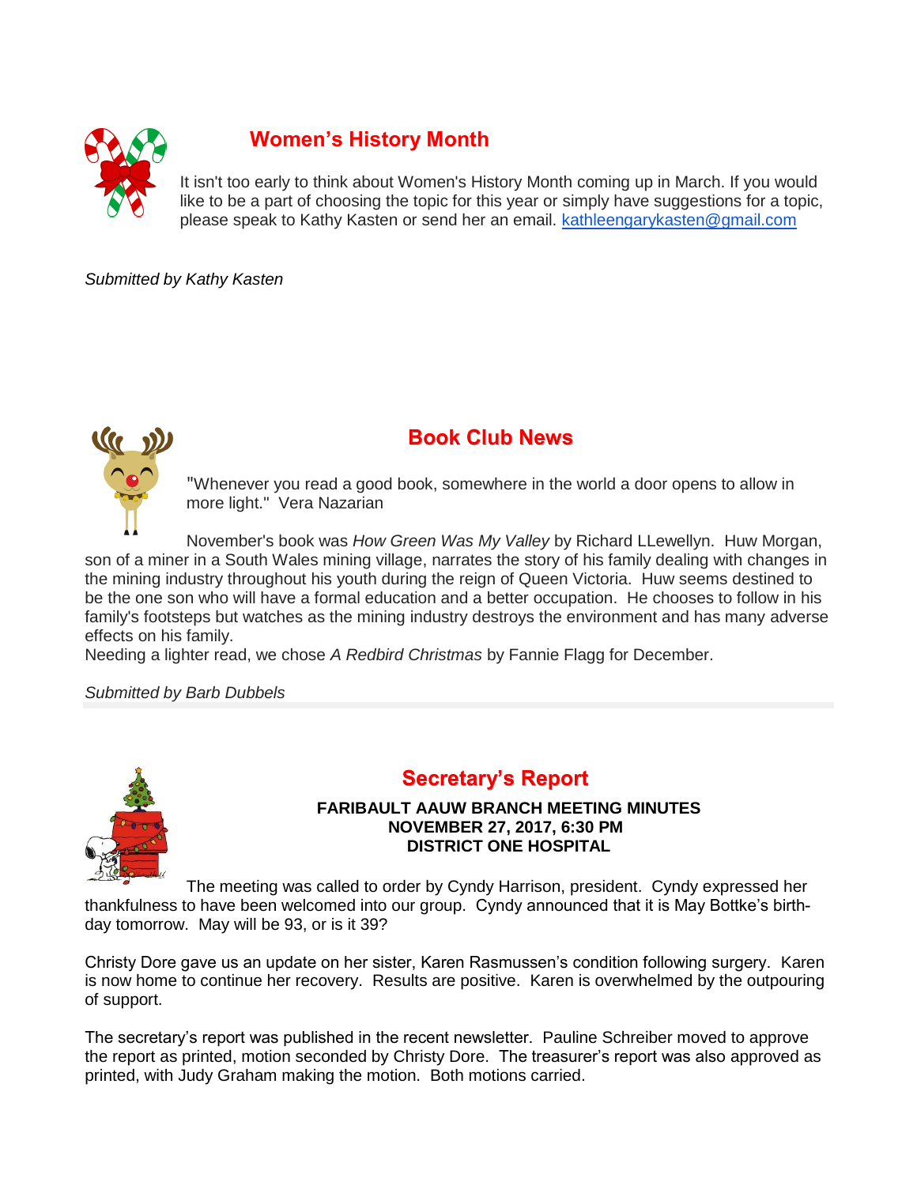## Women's History Month

It isn't too early to think about Women's History Month coming up in March. If you would like to be a part of choosing the topic for this year or simply have suggestions for a topic, please speak to Kathy Kasten or send her an email. kathleengarykasten@gmail.com

*Submitted by Kathy Kasten*

## Book Club News

"Whenever you read a good book, somewhere in the world a door opens to allow in more light." Vera Nazarian

November's book was *How Green Was My Valley* by Richard LLewellyn. Huw Morgan, son of a miner in a South Wales mining village, narrates the story of his family dealing with changes in the mining industry throughout his youth during the reign of Queen Victoria. Huw seems destined to be the one son who will have a formal education and a better occupation. He chooses to follow in his family's footsteps but watches as the mining industry destroys the environment and has many adverse effects on his family.
Needing a lighter read, we chose *A Redbird Christmas* by Fannie Flagg for December.

*Submitted by Barb Dubbels*

## Secretary's Report

**FARIBAULT AAUW BRANCH MEETING MINUTES**
**NOVEMBER 27, 2017, 6:30 PM**
**DISTRICT ONE HOSPITAL**

The meeting was called to order by Cyndy Harrison, president. Cyndy expressed her thankfulness to have been welcomed into our group. Cyndy announced that it is May Bottke's birthday tomorrow. May will be 93, or is it 39?

Christy Dore gave us an update on her sister, Karen Rasmussen's condition following surgery. Karen is now home to continue her recovery. Results are positive. Karen is overwhelmed by the outpouring of support.

The secretary's report was published in the recent newsletter. Pauline Schreiber moved to approve the report as printed, motion seconded by Christy Dore. The treasurer's report was also approved as printed, with Judy Graham making the motion. Both motions carried.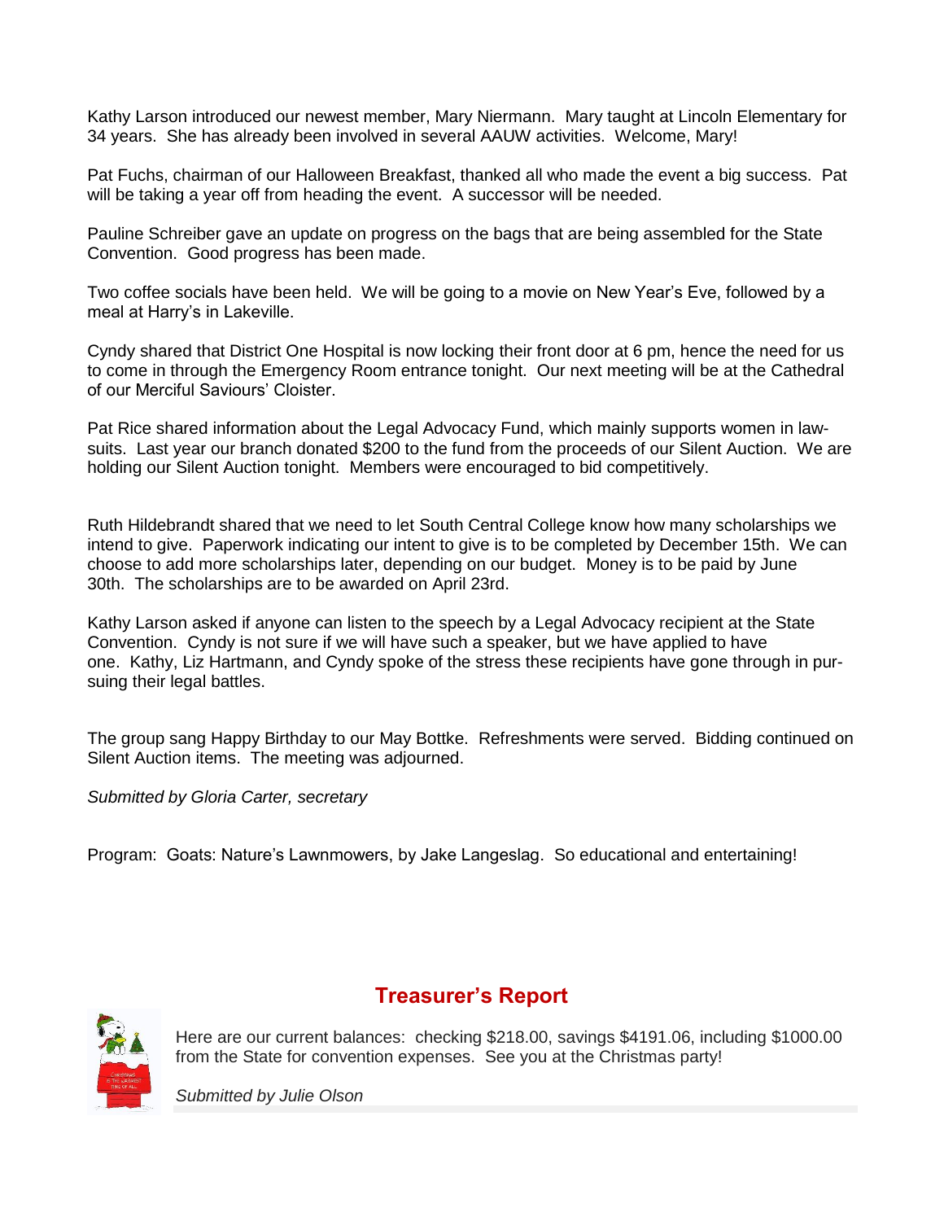Kathy Larson introduced our newest member, Mary Niermann. Mary taught at Lincoln Elementary for 34 years. She has already been involved in several AAUW activities. Welcome, Mary!

Pat Fuchs, chairman of our Halloween Breakfast, thanked all who made the event a big success. Pat will be taking a year off from heading the event. A successor will be needed.

Pauline Schreiber gave an update on progress on the bags that are being assembled for the State Convention. Good progress has been made.

Two coffee socials have been held. We will be going to a movie on New Year's Eve, followed by a meal at Harry's in Lakeville.

Cyndy shared that District One Hospital is now locking their front door at 6 pm, hence the need for us to come in through the Emergency Room entrance tonight. Our next meeting will be at the Cathedral of our Merciful Saviours' Cloister.

Pat Rice shared information about the Legal Advocacy Fund, which mainly supports women in lawsuits. Last year our branch donated $200 to the fund from the proceeds of our Silent Auction. We are holding our Silent Auction tonight. Members were encouraged to bid competitively.

Ruth Hildebrandt shared that we need to let South Central College know how many scholarships we intend to give. Paperwork indicating our intent to give is to be completed by December 15th. We can choose to add more scholarships later, depending on our budget. Money is to be paid by June 30th. The scholarships are to be awarded on April 23rd.

Kathy Larson asked if anyone can listen to the speech by a Legal Advocacy recipient at the State Convention. Cyndy is not sure if we will have such a speaker, but we have applied to have one. Kathy, Liz Hartmann, and Cyndy spoke of the stress these recipients have gone through in pursuing their legal battles.

The group sang Happy Birthday to our May Bottke. Refreshments were served. Bidding continued on Silent Auction items. The meeting was adjourned.

*Submitted by Gloria Carter, secretary*

Program: Goats: Nature's Lawnmowers, by Jake Langeslag. So educational and entertaining!

## Treasurer's Report

Here are our current balances: checking $218.00, savings $4191.06, including $1000.00 from the State for convention expenses. See you at the Christmas party!

*Submitted by Julie Olson*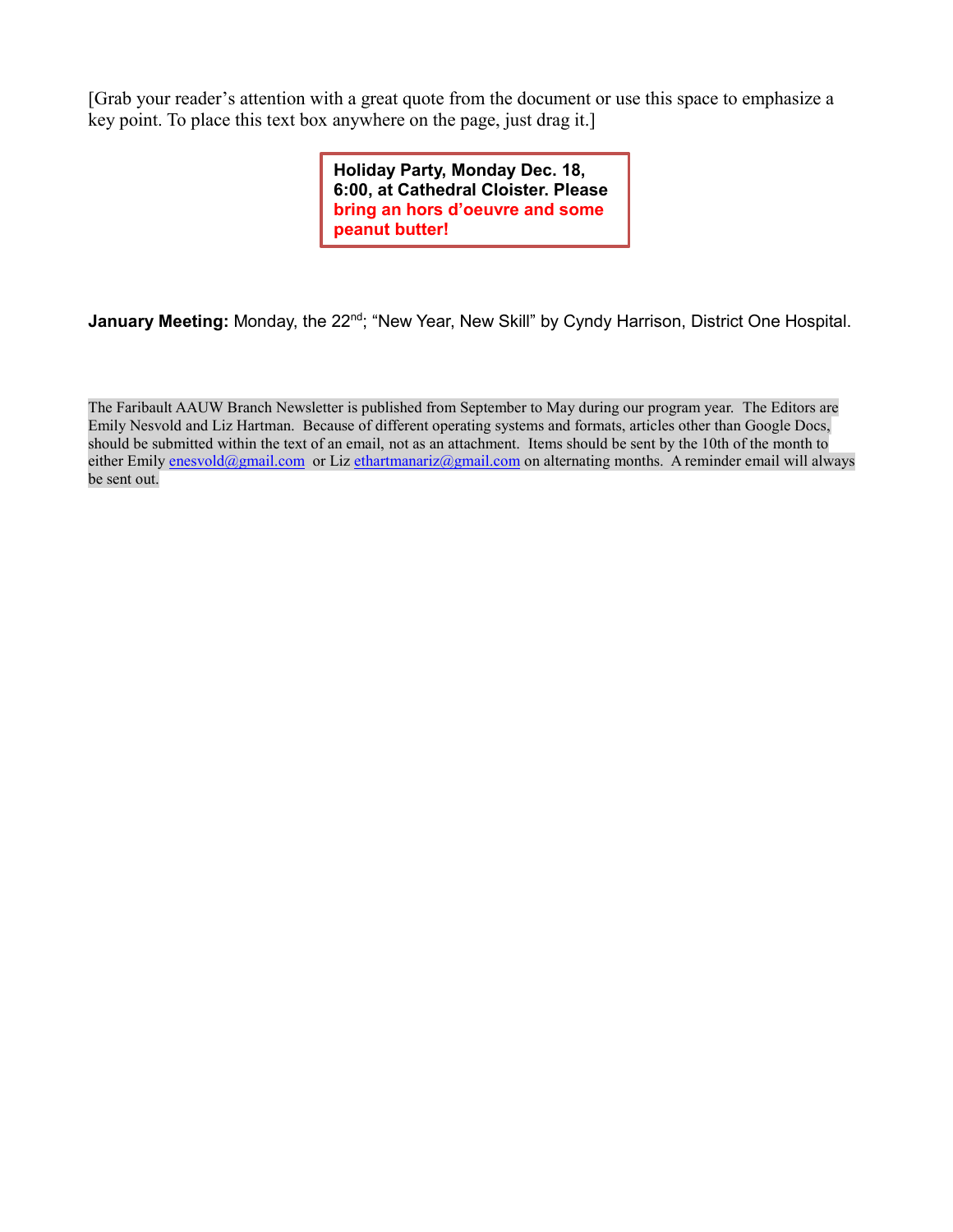[Grab your reader's attention with a great quote from the document or use this space to emphasize a key point. To place this text box anywhere on the page, just drag it.]

**Holiday Party, Monday Dec. 18, 6:00, at Cathedral Cloister. Please bring an hors d'oeuvre and some peanut butter!**

**January Meeting:** Monday, the 22nd; "New Year, New Skill" by Cyndy Harrison, District One Hospital.

The Faribault AAUW Branch Newsletter is published from September to May during our program year. The Editors are Emily Nesvold and Liz Hartman. Because of different operating systems and formats, articles other than Google Docs, should be submitted within the text of an email, not as an attachment. Items should be sent by the 10th of the month to either Emily enesvold@gmail.com or Liz ethartmanariz@gmail.com on alternating months. A reminder email will always be sent out.